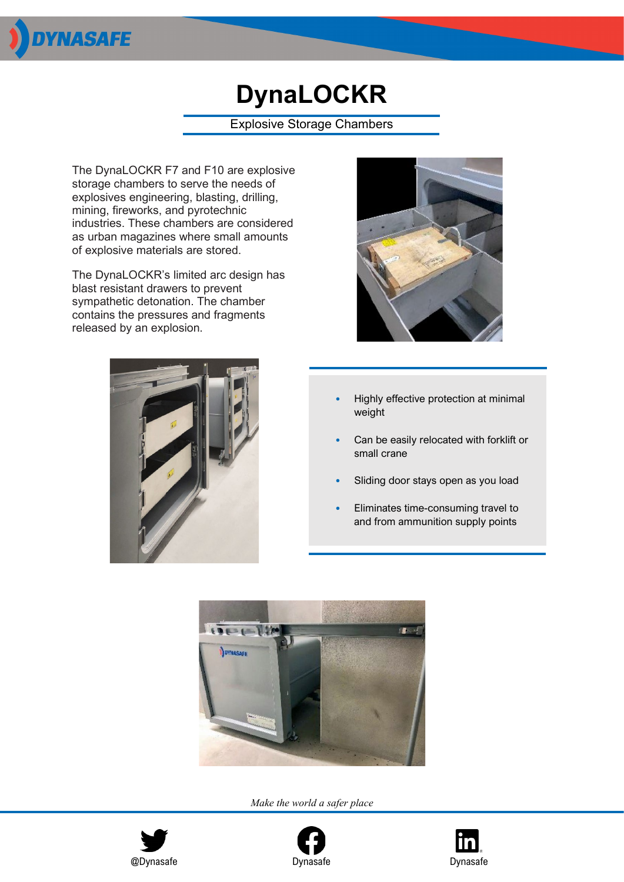# DynaLOCKR

## Explosive Storage Chambers

The DynaLOCKR F7 and F10 are explosive storage chambers to serve the needs of explosives engineering, blasting, drilling, mining, fireworks, and pyrotechnic industries. These chambers are considered as urban magazines where small amounts of explosive materials are stored.

The DynaLOCKR's limited arc design has blast resistant drawers to prevent sympathetic detonation. The chamber contains the pressures and fragments released by an explosion.

- Highly effective protection at minimal weight
- Can be easily relocated with forklift or small crane
- Sliding door stays open as you load
- Eliminates time-consuming travel to and from ammunition supply points

*Make the world a safer place*

@Dynasafe | Dynasafe | Dynasafe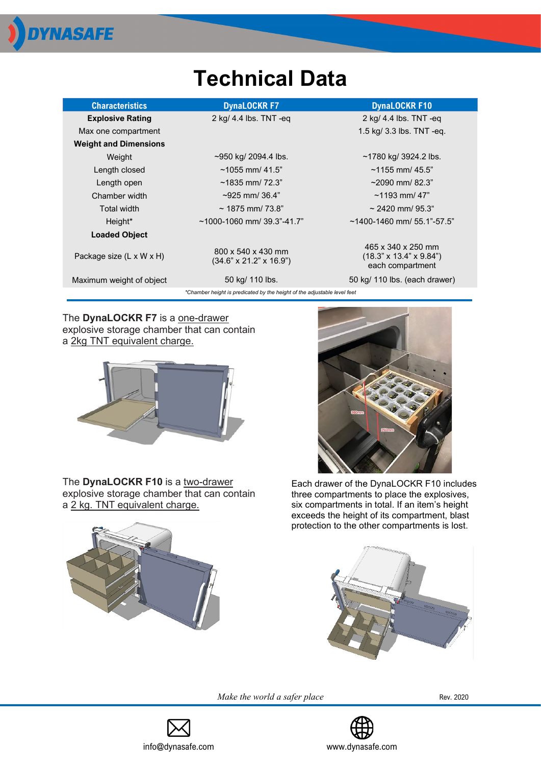# Technical Data

| Characteristics | DynaLOCKR F7 | DynaLOCKR F10 |
|---|---|---|
| **Explosive Rating** | 2 kg/ 4.4 lbs. TNT -eq | 2 kg/ 4.4 lbs. TNT -eq |
| Max one compartment | | 1.5 kg/ 3.3 lbs. TNT -eq. |
| **Weight and Dimensions** | | |
| Weight | ~950 kg/ 2094.4 lbs. | ~1780 kg/ 3924.2 lbs. |
| Length closed | ~1055 mm/ 41.5” | ~1155 mm/ 45.5” |
| Length open | ~1835 mm/ 72.3” | ~2090 mm/ 82.3” |
| Chamber width | ~925 mm/ 36.4” | ~1193 mm/ 47” |
| Total width | ~ 1875 mm/ 73.8” | ~ 2420 mm/ 95.3“ |
| Height* | ~1000-1060 mm/ 39.3”-41.7” | ~1400-1460 mm/ 55.1”-57.5” |
| **Loaded Object** | | |
| Package size (L x W x H) | 800 x 540 x 430 mm (34.6” x 21.2” x 16.9”) | 465 x 340 x 250 mm (18.3” x 13.4” x 9.84”) each compartment |
| Maximum weight of object | 50 kg/ 110 lbs. | 50 kg/ 110 lbs. (each drawer) |

*\*Chamber height is predicated by the height of the adjustable level feet*

The **DynaLOCKR F7** is a one-drawer explosive storage chamber that can contain a 2kg TNT equivalent charge.

The **DynaLOCKR F10** is a two-drawer explosive storage chamber that can contain a 2 kg. TNT equivalent charge.

Each drawer of the DynaLOCKR F10 includes three compartments to place the explosives, six compartments in total. If an item’s height exceeds the height of its compartment, blast protection to the other compartments is lost.

*Make the world a safer place*

Rev. 2020

info@dynasafe.com

www.dynasafe.com